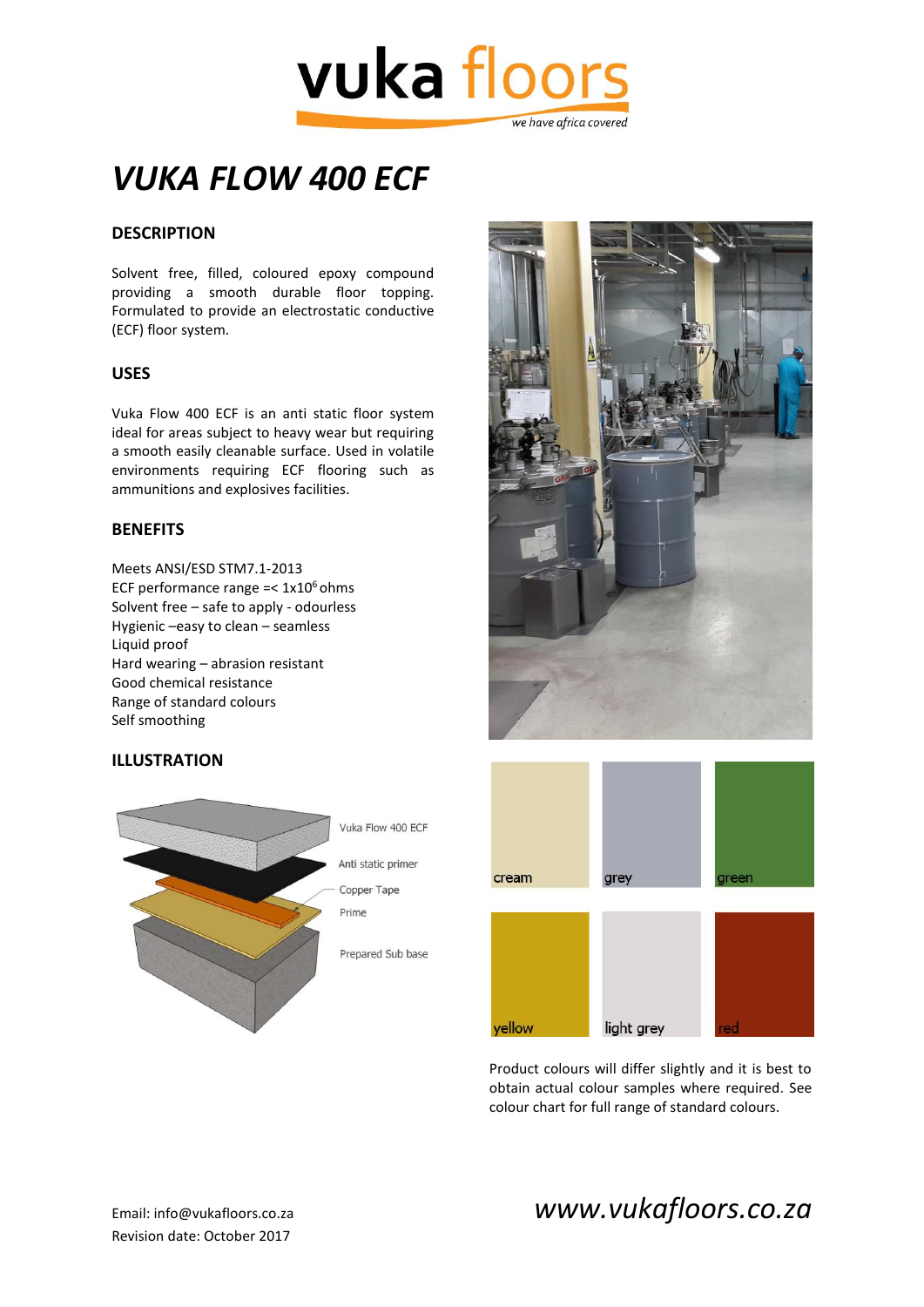# vuka floors

*we have africa covered*

# *VUKA FLOW 400 ECF*

## DESCRIPTION

Solvent free, filled, coloured epoxy compound providing a smooth durable floor topping. Formulated to provide an electrostatic conductive (ECF) floor system.

## USES

Vuka Flow 400 ECF is an anti static floor system ideal for areas subject to heavy wear but requiring a smooth easily cleanable surface. Used in volatile environments requiring ECF flooring such as ammunitions and explosives facilities.

## BENEFITS

Meets ANSI/ESD STM7.1-2013
ECF performance range =< $1x10^6$ ohms
Solvent free – safe to apply - odourless
Hygienic –easy to clean – seamless
Liquid proof
Hard wearing – abrasion resistant
Good chemical resistance
Range of standard colours
Self smoothing

## ILLUSTRATION

Vuka Flow 400 ECF
Anti static primer
Copper Tape
Prime
Prepared Sub base

cream
grey
green
yellow
light grey
red

Product colours will differ slightly and it is best to obtain actual colour samples where required. See colour chart for full range of standard colours.

Email: info@vukafloors.co.za
Revision date: October 2017

*www.vukafloors.co.za*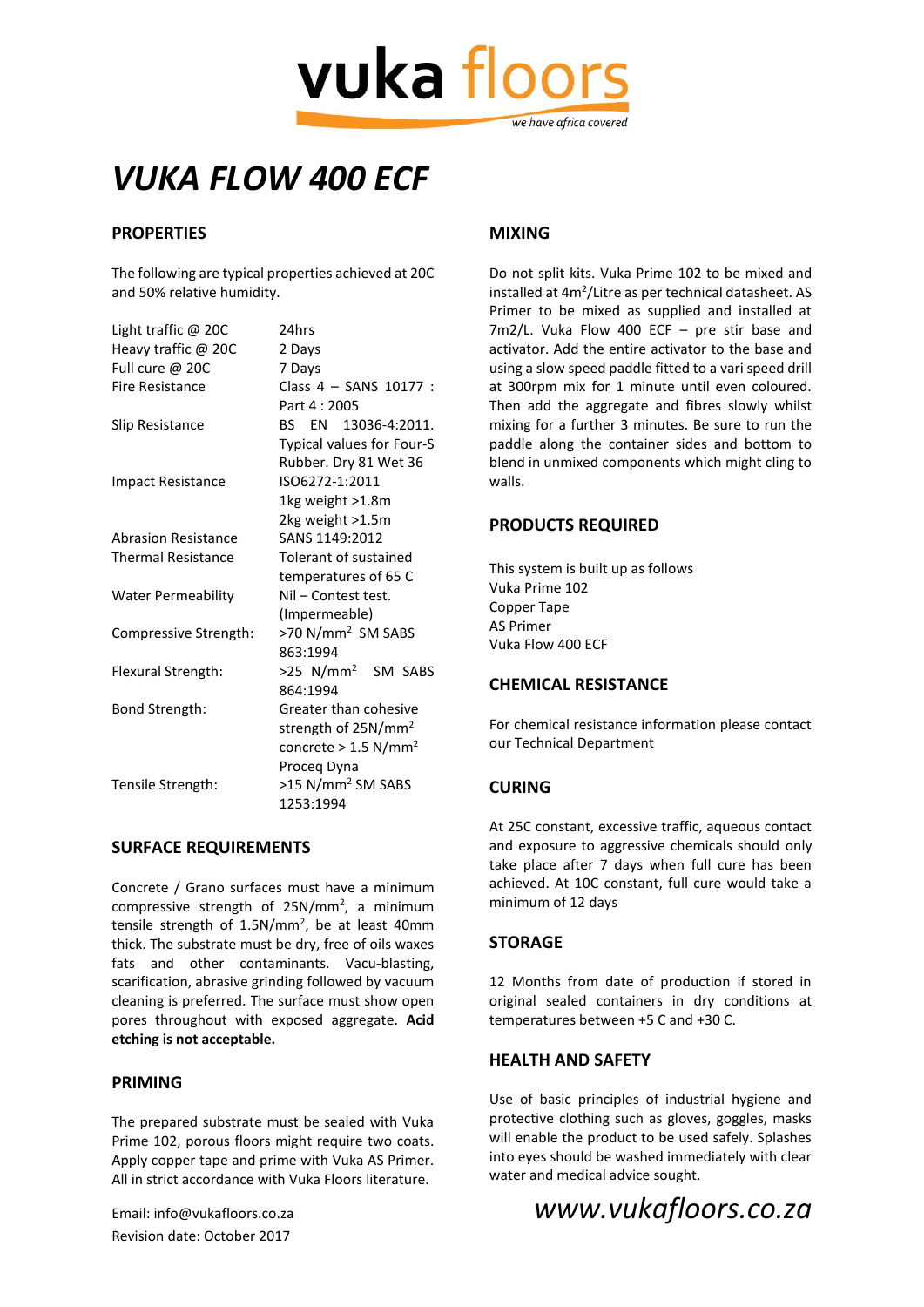vuka floors

*we have africa covered*

# *VUKA FLOW 400 ECF*

## PROPERTIES

The following are typical properties achieved at 20C and 50% relative humidity.

| | |
|---|---|
| Light traffic @ 20C | 24hrs |
| Heavy traffic @ 20C | 2 Days |
| Full cure @ 20C | 7 Days |
| Fire Resistance | Class 4 – SANS 10177 : Part 4 : 2005 |
| Slip Resistance | BS EN 13036-4:2011. Typical values for Four-S Rubber. Dry 81 Wet 36 |
| Impact Resistance | ISO6272-1:2011<br>1kg weight >1.8m<br>2kg weight >1.5m |
| Abrasion Resistance | SANS 1149:2012 |
| Thermal Resistance | Tolerant of sustained temperatures of 65 C |
| Water Permeability | Nil – Contest test. (Impermeable) |
| Compressive Strength: | >70 $N/mm^2$ SM SABS 863:1994 |
| Flexural Strength: | >25 $N/mm^2$ SM SABS 864:1994 |
| Bond Strength: | Greater than cohesive strength of $25N/mm^2$ concrete > 1.5 $N/mm^2$ Proceq Dyna |
| Tensile Strength: | >15 $N/mm^2$ SM SABS 1253:1994 |

## SURFACE REQUIREMENTS

Concrete / Grano surfaces must have a minimum compressive strength of $25N/mm^2$, a minimum tensile strength of $1.5N/mm^2$, be at least 40mm thick. The substrate must be dry, free of oils waxes fats and other contaminants. Vacu-blasting, scarification, abrasive grinding followed by vacuum cleaning is preferred. The surface must show open pores throughout with exposed aggregate. **Acid etching is not acceptable.**

## PRIMING

The prepared substrate must be sealed with Vuka Prime 102, porous floors might require two coats. Apply copper tape and prime with Vuka AS Primer. All in strict accordance with Vuka Floors literature.

Email: info@vukafloors.co.za
Revision date: October 2017

## MIXING

Do not split kits. Vuka Prime 102 to be mixed and installed at $4m^2$/Litre as per technical datasheet. AS Primer to be mixed as supplied and installed at 7m2/L. Vuka Flow 400 ECF – pre stir base and activator. Add the entire activator to the base and using a slow speed paddle fitted to a vari speed drill at 300rpm mix for 1 minute until even coloured. Then add the aggregate and fibres slowly whilst mixing for a further 3 minutes. Be sure to run the paddle along the container sides and bottom to blend in unmixed components which might cling to walls.

## PRODUCTS REQUIRED

This system is built up as follows
Vuka Prime 102
Copper Tape
AS Primer
Vuka Flow 400 ECF

## CHEMICAL RESISTANCE

For chemical resistance information please contact our Technical Department

## CURING

At 25C constant, excessive traffic, aqueous contact and exposure to aggressive chemicals should only take place after 7 days when full cure has been achieved. At 10C constant, full cure would take a minimum of 12 days

## STORAGE

12 Months from date of production if stored in original sealed containers in dry conditions at temperatures between +5 C and +30 C.

## HEALTH AND SAFETY

Use of basic principles of industrial hygiene and protective clothing such as gloves, goggles, masks will enable the product to be used safely. Splashes into eyes should be washed immediately with clear water and medical advice sought.

*www.vukafloors.co.za*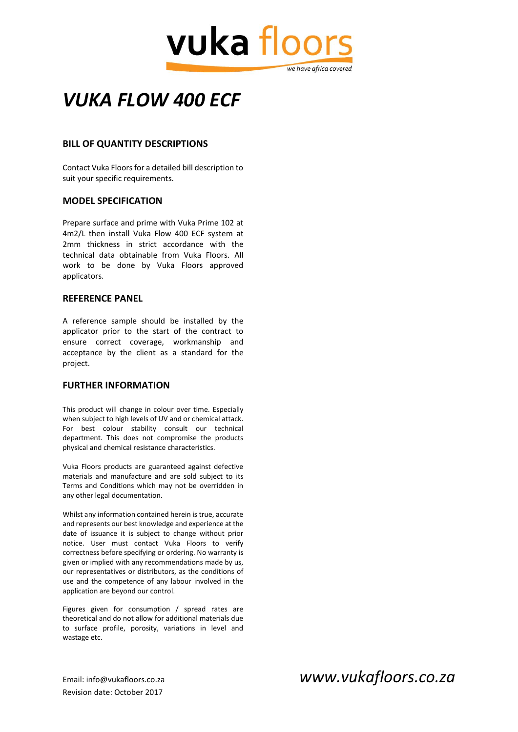vuka floors

we have africa covered

# *VUKA FLOW 400 ECF*

## BILL OF QUANTITY DESCRIPTIONS

Contact Vuka Floors for a detailed bill description to suit your specific requirements.

## MODEL SPECIFICATION

Prepare surface and prime with Vuka Prime 102 at 4m2/L then install Vuka Flow 400 ECF system at 2mm thickness in strict accordance with the technical data obtainable from Vuka Floors. All work to be done by Vuka Floors approved applicators.

## REFERENCE PANEL

A reference sample should be installed by the applicator prior to the start of the contract to ensure correct coverage, workmanship and acceptance by the client as a standard for the project.

## FURTHER INFORMATION

This product will change in colour over time. Especially when subject to high levels of UV and or chemical attack. For best colour stability consult our technical department. This does not compromise the products physical and chemical resistance characteristics.

Vuka Floors products are guaranteed against defective materials and manufacture and are sold subject to its Terms and Conditions which may not be overridden in any other legal documentation.

Whilst any information contained herein is true, accurate and represents our best knowledge and experience at the date of issuance it is subject to change without prior notice. User must contact Vuka Floors to verify correctness before specifying or ordering. No warranty is given or implied with any recommendations made by us, our representatives or distributors, as the conditions of use and the competence of any labour involved in the application are beyond our control.

Figures given for consumption / spread rates are theoretical and do not allow for additional materials due to surface profile, porosity, variations in level and wastage etc.

Email: info@vukafloors.co.za
Revision date: October 2017

*www.vukafloors.co.za*